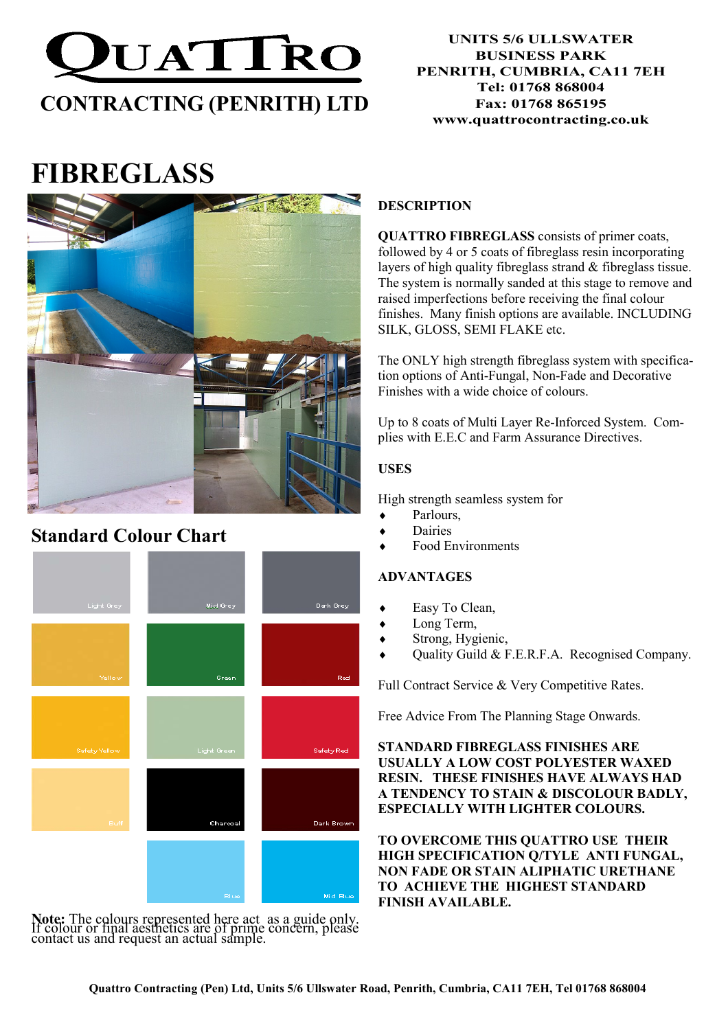# QUATTRO

**CONTRACTING (PENRITH) LTD**

**UNITS 5/6 ULLSWATER BUSINESS PARK PENRITH, CUMBRIA, CA11 7EH**
**Tel: 01768 868004**
**Fax: 01768 865195**
**www.quattrocontracting.co.uk**

# FIBREGLASS

## Standard Colour Chart

| | | |
|---|---|---|
| Light Grey | Mid Grey | Dark Grey |
| Yellow | Green | Red |
| Safety Yellow | Light Green | Safety Red |
| Buff | Charcoal | Dark Brown |
| | Blue | Mid Blue |

**Note:** The colours represented here act as a guide only. If colour or final aesthetics are of prime concern, please contact us and request an actual sample.

## DESCRIPTION

**QUATTRO FIBREGLASS** consists of primer coats, followed by 4 or 5 coats of fibreglass resin incorporating layers of high quality fibreglass strand & fibreglass tissue. The system is normally sanded at this stage to remove and raised imperfections before receiving the final colour finishes. Many finish options are available. INCLUDING SILK, GLOSS, SEMI FLAKE etc.

The ONLY high strength fibreglass system with specification options of Anti-Fungal, Non-Fade and Decorative Finishes with a wide choice of colours.

Up to 8 coats of Multi Layer Re-Inforced System. Complies with E.E.C and Farm Assurance Directives.

## USES

High strength seamless system for

- Parlours,
- Dairies
- Food Environments

## ADVANTAGES

- Easy To Clean,
- Long Term,
- Strong, Hygienic,
- Quality Guild & F.E.R.F.A. Recognised Company.

Full Contract Service & Very Competitive Rates.

Free Advice From The Planning Stage Onwards.

**STANDARD FIBREGLASS FINISHES ARE USUALLY A LOW COST POLYESTER WAXED RESIN. THESE FINISHES HAVE ALWAYS HAD A TENDENCY TO STAIN & DISCOLOUR BADLY, ESPECIALLY WITH LIGHTER COLOURS.**

**TO OVERCOME THIS QUATTRO USE THEIR HIGH SPECIFICATION Q/TYLE ANTI FUNGAL, NON FADE OR STAIN ALIPHATIC URETHANE TO ACHIEVE THE HIGHEST STANDARD FINISH AVAILABLE.**

**Quattro Contracting (Pen) Ltd, Units 5/6 Ullswater Road, Penrith, Cumbria, CA11 7EH, Tel 01768 868004**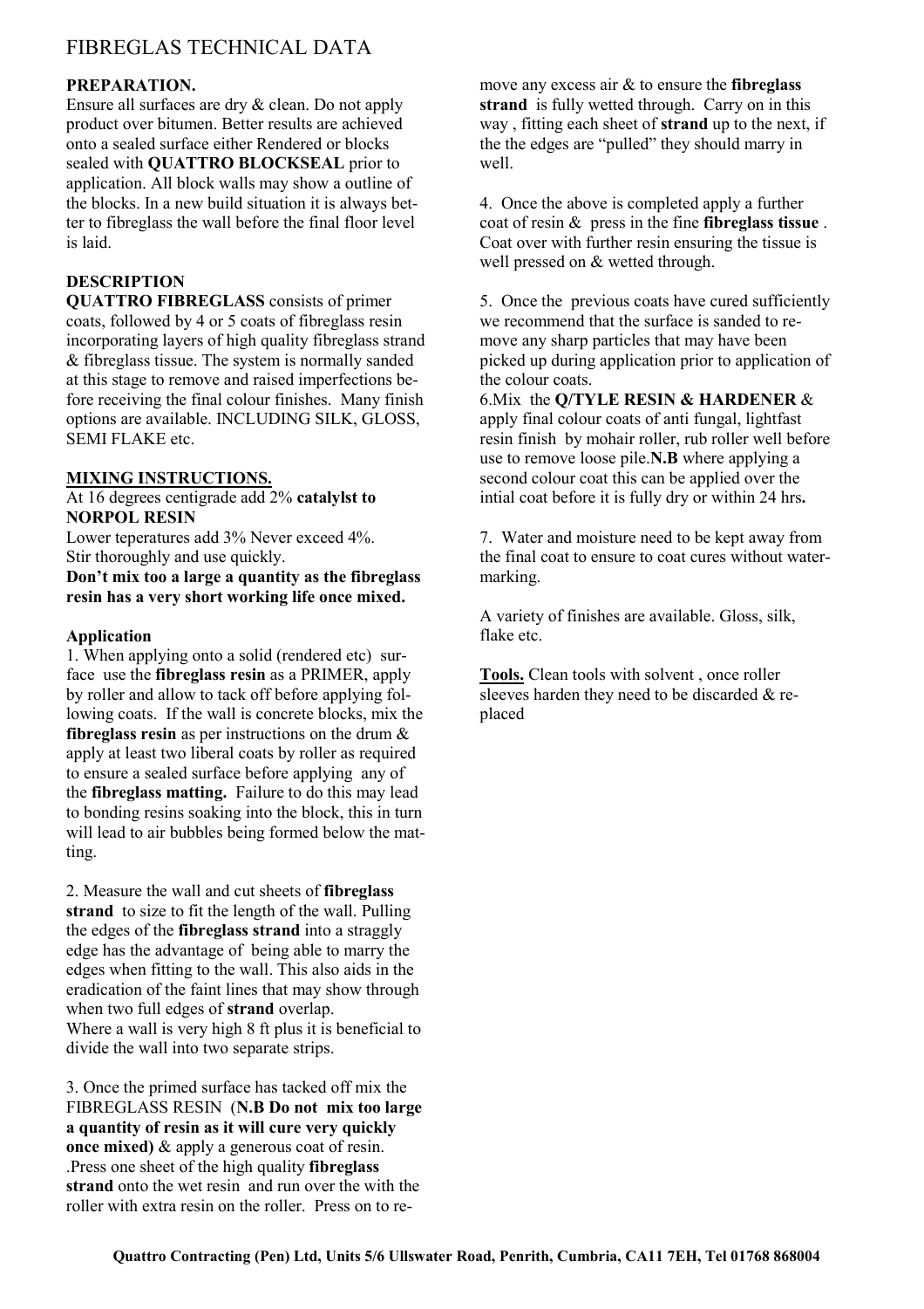# FIBREGLAS TECHNICAL DATA

**PREPARATION.**

Ensure all surfaces are dry & clean. Do not apply product over bitumen. Better results are achieved onto a sealed surface either Rendered or blocks sealed with **QUATTRO BLOCKSEAL** prior to application. All block walls may show a outline of the blocks. In a new build situation it is always better to fibreglass the wall before the final floor level is laid.

**DESCRIPTION**

**QUATTRO FIBREGLASS** consists of primer coats, followed by 4 or 5 coats of fibreglass resin incorporating layers of high quality fibreglass strand & fibreglass tissue. The system is normally sanded at this stage to remove and raised imperfections before receiving the final colour finishes. Many finish options are available. INCLUDING SILK, GLOSS, SEMI FLAKE etc.

**MIXING INSTRUCTIONS.**

At 16 degrees centigrade add 2% **catalylst to NORPOL RESIN**

Lower teperatures add 3% Never exceed 4%.
Stir thoroughly and use quickly.

**Don't mix too a large a quantity as the fibreglass resin has a very short working life once mixed.**

**Application**

1. When applying onto a solid (rendered etc) surface use the **fibreglass resin** as a PRIMER, apply by roller and allow to tack off before applying following coats. If the wall is concrete blocks, mix the **fibreglass resin** as per instructions on the drum & apply at least two liberal coats by roller as required to ensure a sealed surface before applying any of the **fibreglass matting.** Failure to do this may lead to bonding resins soaking into the block, this in turn will lead to air bubbles being formed below the matting.

2. Measure the wall and cut sheets of **fibreglass strand** to size to fit the length of the wall. Pulling the edges of the **fibreglass strand** into a straggly edge has the advantage of being able to marry the edges when fitting to the wall. This also aids in the eradication of the faint lines that may show through when two full edges of **strand** overlap.
Where a wall is very high 8 ft plus it is beneficial to divide the wall into two separate strips.

3. Once the primed surface has tacked off mix the FIBREGLASS RESIN (**N.B Do not mix too large a quantity of resin as it will cure very quickly once mixed)** & apply a generous coat of resin. .Press one sheet of the high quality **fibreglass strand** onto the wet resin and run over the with the roller with extra resin on the roller. Press on to remove any excess air & to ensure the **fibreglass strand** is fully wetted through. Carry on in this way , fitting each sheet of **strand** up to the next, if the the edges are "pulled" they should marry in well.

4. Once the above is completed apply a further coat of resin & press in the fine **fibreglass tissue** . Coat over with further resin ensuring the tissue is well pressed on & wetted through.

5. Once the previous coats have cured sufficiently we recommend that the surface is sanded to remove any sharp particles that may have been picked up during application prior to application of the colour coats.

6.Mix the **Q/TYLE RESIN & HARDENER** & apply final colour coats of anti fungal, lightfast resin finish by mohair roller, rub roller well before use to remove loose pile.**N.B** where applying a second colour coat this can be applied over the intial coat before it is fully dry or within 24 hrs**.**

7. Water and moisture need to be kept away from the final coat to ensure to coat cures without watermarking.

A variety of finishes are available. Gloss, silk, flake etc.

**Tools.** Clean tools with solvent , once roller sleeves harden they need to be discarded & replaced

**Quattro Contracting (Pen) Ltd, Units 5/6 Ullswater Road, Penrith, Cumbria, CA11 7EH, Tel 01768 868004**